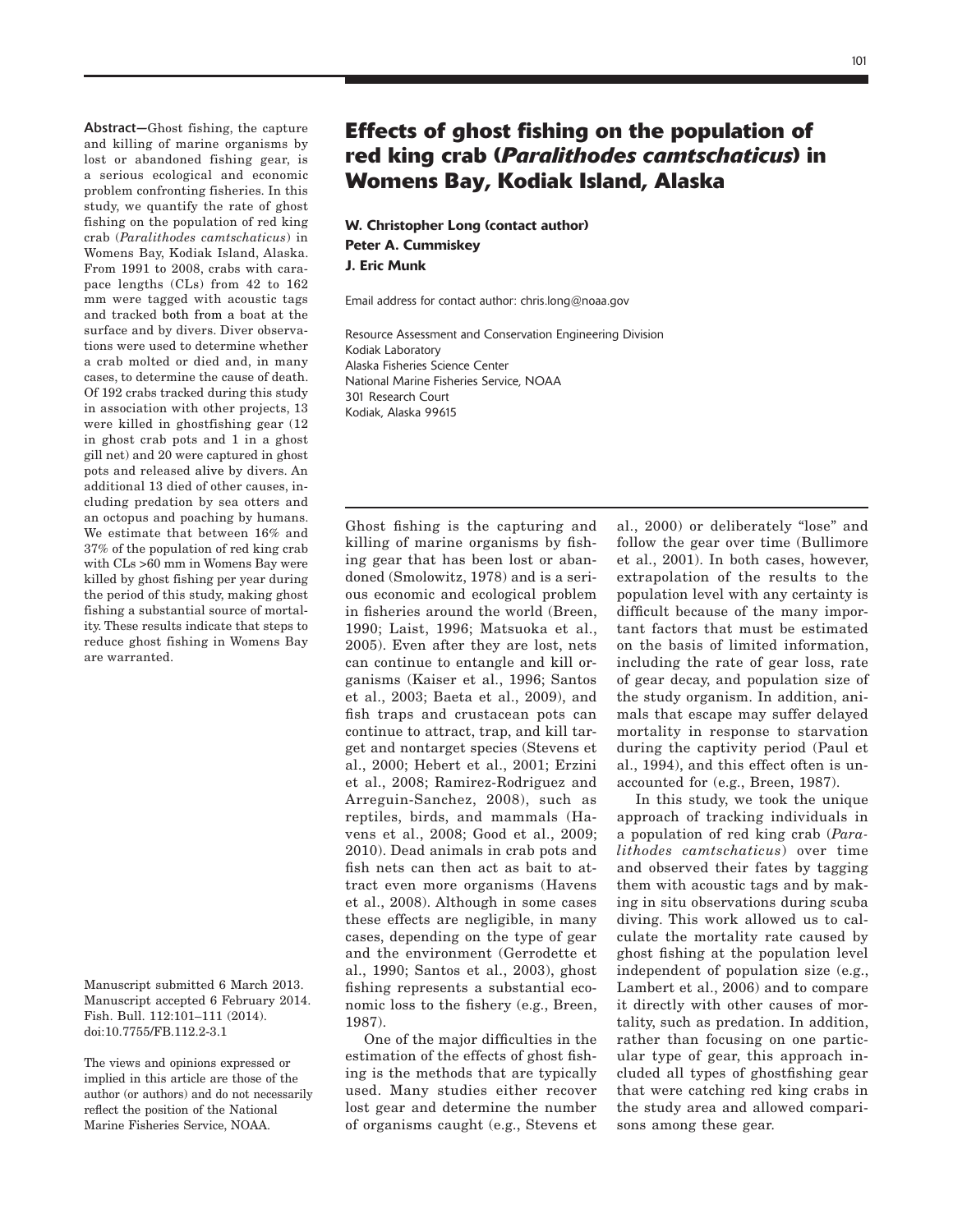# Effects of ghost fishing on the population of red king crab (*Paralithodes camtschaticus*) in Womens Bay, Kodiak Island, Alaska

**W. Christopher Long (contact author)**
**Peter A. Cummiskey**
**J. Eric Munk**

Email address for contact author: chris.long@noaa.gov

Resource Assessment and Conservation Engineering Division
Kodiak Laboratory
Alaska Fisheries Science Center
National Marine Fisheries Service, NOAA
301 Research Court
Kodiak, Alaska 99615

**Abstract**—Ghost fishing, the capture and killing of marine organisms by lost or abandoned fishing gear, is a serious ecological and economic problem confronting fisheries. In this study, we quantify the rate of ghost fishing on the population of red king crab (*Paralithodes camtschaticus*) in Womens Bay, Kodiak Island, Alaska. From 1991 to 2008, crabs with carapace lengths (CLs) from 42 to 162 mm were tagged with acoustic tags and tracked both from a boat at the surface and by divers. Diver observations were used to determine whether a crab molted or died and, in many cases, to determine the cause of death. Of 192 crabs tracked during this study in association with other projects, 13 were killed in ghostfishing gear (12 in ghost crab pots and 1 in a ghost gill net) and 20 were captured in ghost pots and released alive by divers. An additional 13 died of other causes, including predation by sea otters and an octopus and poaching by humans. We estimate that between 16% and 37% of the population of red king crab with CLs >60 mm in Womens Bay were killed by ghost fishing per year during the period of this study, making ghost fishing a substantial source of mortality. These results indicate that steps to reduce ghost fishing in Womens Bay are warranted.

Manuscript submitted 6 March 2013.
Manuscript accepted 6 February 2014.
Fish. Bull. 112:101–111 (2014).
doi:10.7755/FB.112.2-3.1

The views and opinions expressed or implied in this article are those of the author (or authors) and do not necessarily reflect the position of the National Marine Fisheries Service, NOAA.

Ghost fishing is the capturing and killing of marine organisms by fishing gear that has been lost or abandoned (Smolowitz, 1978) and is a serious economic and ecological problem in fisheries around the world (Breen, 1990; Laist, 1996; Matsuoka et al., 2005). Even after they are lost, nets can continue to entangle and kill organisms (Kaiser et al., 1996; Santos et al., 2003; Baeta et al., 2009), and fish traps and crustacean pots can continue to attract, trap, and kill target and nontarget species (Stevens et al., 2000; Hebert et al., 2001; Erzini et al., 2008; Ramirez-Rodriguez and Arreguin-Sanchez, 2008), such as reptiles, birds, and mammals (Havens et al., 2008; Good et al., 2009; 2010). Dead animals in crab pots and fish nets can then act as bait to attract even more organisms (Havens et al., 2008). Although in some cases these effects are negligible, in many cases, depending on the type of gear and the environment (Gerrodette et al., 1990; Santos et al., 2003), ghost fishing represents a substantial economic loss to the fishery (e.g., Breen, 1987).

One of the major difficulties in the estimation of the effects of ghost fishing is the methods that are typically used. Many studies either recover lost gear and determine the number of organisms caught (e.g., Stevens et al., 2000) or deliberately "lose" and follow the gear over time (Bullimore et al., 2001). In both cases, however, extrapolation of the results to the population level with any certainty is difficult because of the many important factors that must be estimated on the basis of limited information, including the rate of gear loss, rate of gear decay, and population size of the study organism. In addition, animals that escape may suffer delayed mortality in response to starvation during the captivity period (Paul et al., 1994), and this effect often is unaccounted for (e.g., Breen, 1987).

In this study, we took the unique approach of tracking individuals in a population of red king crab (*Paralithodes camtschaticus*) over time and observed their fates by tagging them with acoustic tags and by making in situ observations during scuba diving. This work allowed us to calculate the mortality rate caused by ghost fishing at the population level independent of population size (e.g., Lambert et al., 2006) and to compare it directly with other causes of mortality, such as predation. In addition, rather than focusing on one particular type of gear, this approach included all types of ghostfishing gear that were catching red king crabs in the study area and allowed comparisons among these gear.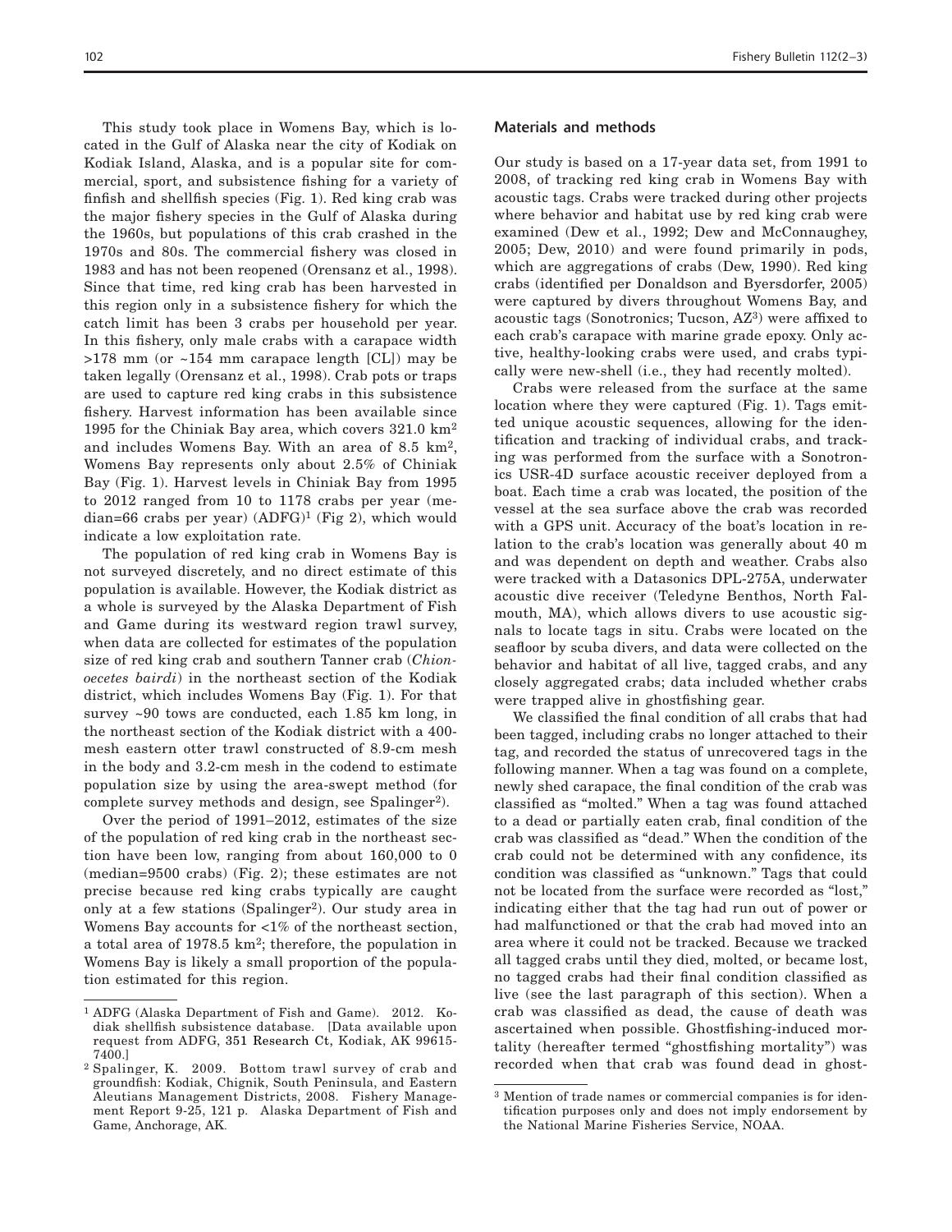This study took place in Womens Bay, which is located in the Gulf of Alaska near the city of Kodiak on Kodiak Island, Alaska, and is a popular site for commercial, sport, and subsistence fishing for a variety of finfish and shellfish species (Fig. 1). Red king crab was the major fishery species in the Gulf of Alaska during the 1960s, but populations of this crab crashed in the 1970s and 80s. The commercial fishery was closed in 1983 and has not been reopened (Orensanz et al., 1998). Since that time, red king crab has been harvested in this region only in a subsistence fishery for which the catch limit has been 3 crabs per household per year. In this fishery, only male crabs with a carapace width >178 mm (or ~154 mm carapace length [CL]) may be taken legally (Orensanz et al., 1998). Crab pots or traps are used to capture red king crabs in this subsistence fishery. Harvest information has been available since 1995 for the Chiniak Bay area, which covers 321.0 km$^2$ and includes Womens Bay. With an area of 8.5 km$^2$, Womens Bay represents only about 2.5% of Chiniak Bay (Fig. 1). Harvest levels in Chiniak Bay from 1995 to 2012 ranged from 10 to 1178 crabs per year (median=66 crabs per year) (ADFG)[1] (Fig 2), which would indicate a low exploitation rate.

The population of red king crab in Womens Bay is not surveyed discretely, and no direct estimate of this population is available. However, the Kodiak district as a whole is surveyed by the Alaska Department of Fish and Game during its westward region trawl survey, when data are collected for estimates of the population size of red king crab and southern Tanner crab (*Chionoecetes bairdi*) in the northeast section of the Kodiak district, which includes Womens Bay (Fig. 1). For that survey ~90 tows are conducted, each 1.85 km long, in the northeast section of the Kodiak district with a 400-mesh eastern otter trawl constructed of 8.9-cm mesh in the body and 3.2-cm mesh in the codend to estimate population size by using the area-swept method (for complete survey methods and design, see Spalinger[2]).

Over the period of 1991–2012, estimates of the size of the population of red king crab in the northeast section have been low, ranging from about 160,000 to 0 (median=9500 crabs) (Fig. 2); these estimates are not precise because red king crabs typically are caught only at a few stations (Spalinger[2]). Our study area in Womens Bay accounts for <1% of the northeast section, a total area of 1978.5 km$^2$; therefore, the population in Womens Bay is likely a small proportion of the population estimated for this region.

## Materials and methods

Our study is based on a 17-year data set, from 1991 to 2008, of tracking red king crab in Womens Bay with acoustic tags. Crabs were tracked during other projects where behavior and habitat use by red king crab were examined (Dew et al., 1992; Dew and McConnaughey, 2005; Dew, 2010) and were found primarily in pods, which are aggregations of crabs (Dew, 1990). Red king crabs (identified per Donaldson and Byersdorfer, 2005) were captured by divers throughout Womens Bay, and acoustic tags (Sonotronics; Tucson, AZ[3]) were affixed to each crab's carapace with marine grade epoxy. Only active, healthy-looking crabs were used, and crabs typically were new-shell (i.e., they had recently molted).

Crabs were released from the surface at the same location where they were captured (Fig. 1). Tags emitted unique acoustic sequences, allowing for the identification and tracking of individual crabs, and tracking was performed from the surface with a Sonotronics USR-4D surface acoustic receiver deployed from a boat. Each time a crab was located, the position of the vessel at the sea surface above the crab was recorded with a GPS unit. Accuracy of the boat's location in relation to the crab's location was generally about 40 m and was dependent on depth and weather. Crabs also were tracked with a Datasonics DPL-275A, underwater acoustic dive receiver (Teledyne Benthos, North Falmouth, MA), which allows divers to use acoustic signals to locate tags in situ. Crabs were located on the seafloor by scuba divers, and data were collected on the behavior and habitat of all live, tagged crabs, and any closely aggregated crabs; data included whether crabs were trapped alive in ghostfishing gear.

We classified the final condition of all crabs that had been tagged, including crabs no longer attached to their tag, and recorded the status of unrecovered tags in the following manner. When a tag was found on a complete, newly shed carapace, the final condition of the crab was classified as "molted." When a tag was found attached to a dead or partially eaten crab, final condition of the crab was classified as "dead." When the condition of the crab could not be determined with any confidence, its condition was classified as "unknown." Tags that could not be located from the surface were recorded as "lost," indicating either that the tag had run out of power or had malfunctioned or that the crab had moved into an area where it could not be tracked. Because we tracked all tagged crabs until they died, molted, or became lost, no tagged crabs had their final condition classified as live (see the last paragraph of this section). When a crab was classified as dead, the cause of death was ascertained when possible. Ghostfishing-induced mortality (hereafter termed "ghostfishing mortality") was recorded when that crab was found dead in ghost-

---

[1] ADFG (Alaska Department of Fish and Game). 2012. Kodiak shellfish subsistence database. [Data available upon request from ADFG, 351 Research Ct, Kodiak, AK 99615-7400.]

[2] Spalinger, K. 2009. Bottom trawl survey of crab and groundfish: Kodiak, Chignik, South Peninsula, and Eastern Aleutians Management Districts, 2008. Fishery Management Report 9-25, 121 p. Alaska Department of Fish and Game, Anchorage, AK.

[3] Mention of trade names or commercial companies is for identification purposes only and does not imply endorsement by the National Marine Fisheries Service, NOAA.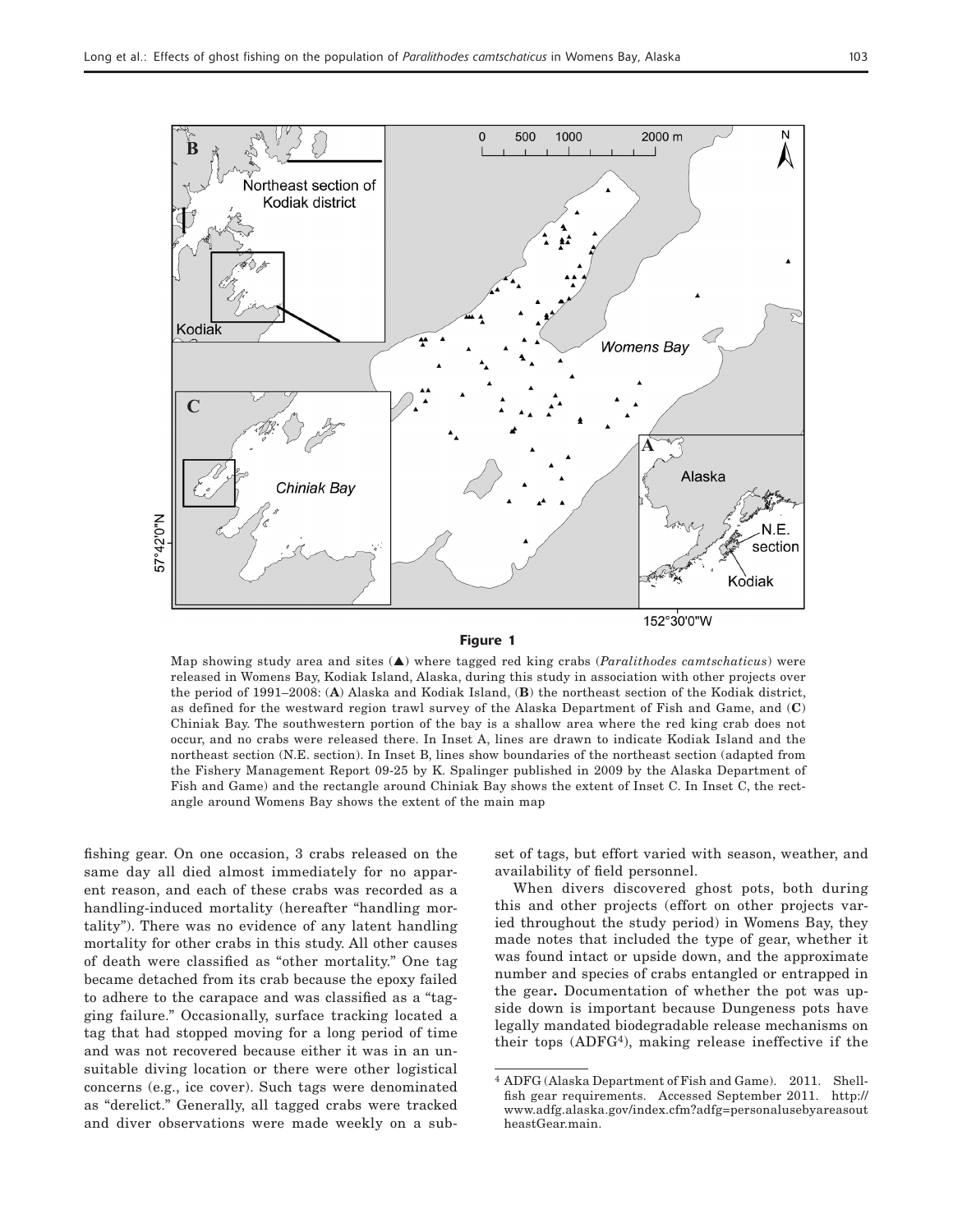**Figure 1**

Map showing study area and sites (▲) where tagged red king crabs (*Paralithodes camtschaticus*) were released in Womens Bay, Kodiak Island, Alaska, during this study in association with other projects over the period of 1991–2008: (**A**) Alaska and Kodiak Island, (**B**) the northeast section of the Kodiak district, as defined for the westward region trawl survey of the Alaska Department of Fish and Game, and (**C**) Chiniak Bay. The southwestern portion of the bay is a shallow area where the red king crab does not occur, and no crabs were released there. In Inset A, lines are drawn to indicate Kodiak Island and the northeast section (N.E. section). In Inset B, lines show boundaries of the northeast section (adapted from the Fishery Management Report 09-25 by K. Spalinger published in 2009 by the Alaska Department of Fish and Game) and the rectangle around Chiniak Bay shows the extent of Inset C. In Inset C, the rectangle around Womens Bay shows the extent of the main map

fishing gear. On one occasion, 3 crabs released on the same day all died almost immediately for no apparent reason, and each of these crabs was recorded as a handling-induced mortality (hereafter "handling mortality"). There was no evidence of any latent handling mortality for other crabs in this study. All other causes of death were classified as "other mortality." One tag became detached from its crab because the epoxy failed to adhere to the carapace and was classified as a "tagging failure." Occasionally, surface tracking located a tag that had stopped moving for a long period of time and was not recovered because either it was in an unsuitable diving location or there were other logistical concerns (e.g., ice cover). Such tags were denominated as "derelict." Generally, all tagged crabs were tracked and diver observations were made weekly on a subset of tags, but effort varied with season, weather, and availability of field personnel.

When divers discovered ghost pots, both during this and other projects (effort on other projects varied throughout the study period) in Womens Bay, they made notes that included the type of gear, whether it was found intact or upside down, and the approximate number and species of crabs entangled or entrapped in the gear. Documentation of whether the pot was upside down is important because Dungeness pots have legally mandated biodegradable release mechanisms on their tops (ADFG[4]), making release ineffective if the

[4] ADFG (Alaska Department of Fish and Game). 2011. Shellfish gear requirements. Accessed September 2011. http://www.adfg.alaska.gov/index.cfm?adfg=personalusebyareasoutheastGear.main.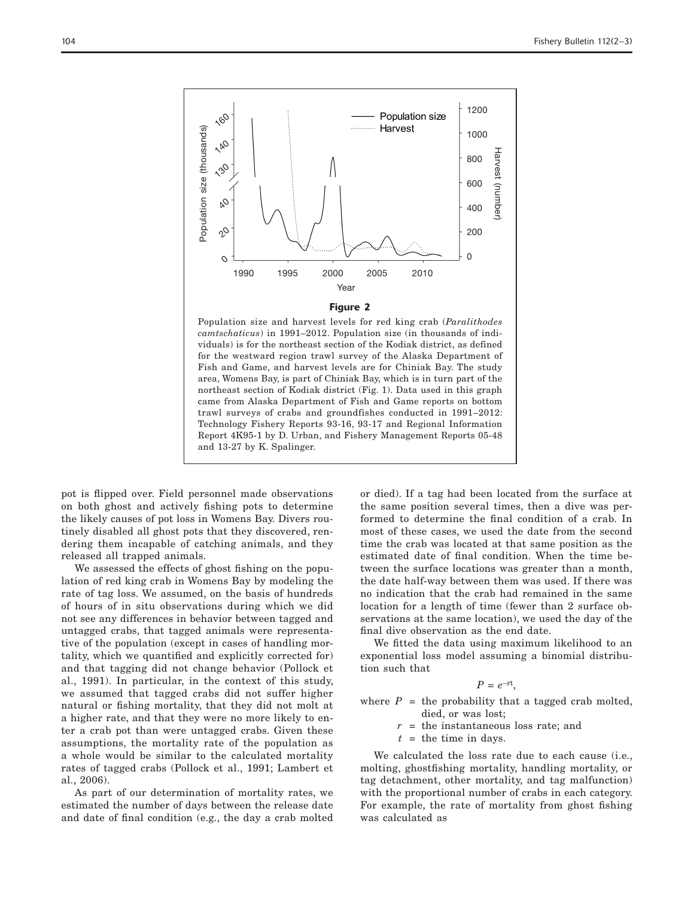Population size (thousands)

Harvest (number)

Population size

Harvest

0 20 40 130 140 160

0 200 400 600 800 1000 1200

1990 1995 2000 2005 2010

Year

**Figure 2**

Population size and harvest levels for red king crab (*Paralithodes camtschaticus*) in 1991–2012. Population size (in thousands of individuals) is for the northeast section of the Kodiak district, as defined for the westward region trawl survey of the Alaska Department of Fish and Game, and harvest levels are for Chiniak Bay. The study area, Womens Bay, is part of Chiniak Bay, which is in turn part of the northeast section of Kodiak district (Fig. 1). Data used in this graph came from Alaska Department of Fish and Game reports on bottom trawl surveys of crabs and groundfishes conducted in 1991–2012: Technology Fishery Reports 93-16, 93-17 and Regional Information Report 4K95-1 by D. Urban, and Fishery Management Reports 05-48 and 13-27 by K. Spalinger.

pot is flipped over. Field personnel made observations on both ghost and actively fishing pots to determine the likely causes of pot loss in Womens Bay. Divers routinely disabled all ghost pots that they discovered, rendering them incapable of catching animals, and they released all trapped animals.

We assessed the effects of ghost fishing on the population of red king crab in Womens Bay by modeling the rate of tag loss. We assumed, on the basis of hundreds of hours of in situ observations during which we did not see any differences in behavior between tagged and untagged crabs, that tagged animals were representative of the population (except in cases of handling mortality, which we quantified and explicitly corrected for) and that tagging did not change behavior (Pollock et al., 1991). In particular, in the context of this study, we assumed that tagged crabs did not suffer higher natural or fishing mortality, that they did not molt at a higher rate, and that they were no more likely to enter a crab pot than were untagged crabs. Given these assumptions, the mortality rate of the population as a whole would be similar to the calculated mortality rates of tagged crabs (Pollock et al., 1991; Lambert et al., 2006).

As part of our determination of mortality rates, we estimated the number of days between the release date and date of final condition (e.g., the day a crab molted or died). If a tag had been located from the surface at the same position several times, then a dive was performed to determine the final condition of a crab. In most of these cases, we used the date from the second time the crab was located at that same position as the estimated date of final condition. When the time between the surface locations was greater than a month, the date half-way between them was used. If there was no indication that the crab had remained in the same location for a length of time (fewer than 2 surface observations at the same location), we used the day of the final dive observation as the end date.

We fitted the data using maximum likelihood to an exponential loss model assuming a binomial distribution such that

$$P = e^{-rt},$$

where $P$ = the probability that a tagged crab molted, died, or was lost;
$r$ = the instantaneous loss rate; and
$t$ = the time in days.

We calculated the loss rate due to each cause (i.e., molting, ghostfishing mortality, handling mortality, or tag detachment, other mortality, and tag malfunction) with the proportional number of crabs in each category. For example, the rate of mortality from ghost fishing was calculated as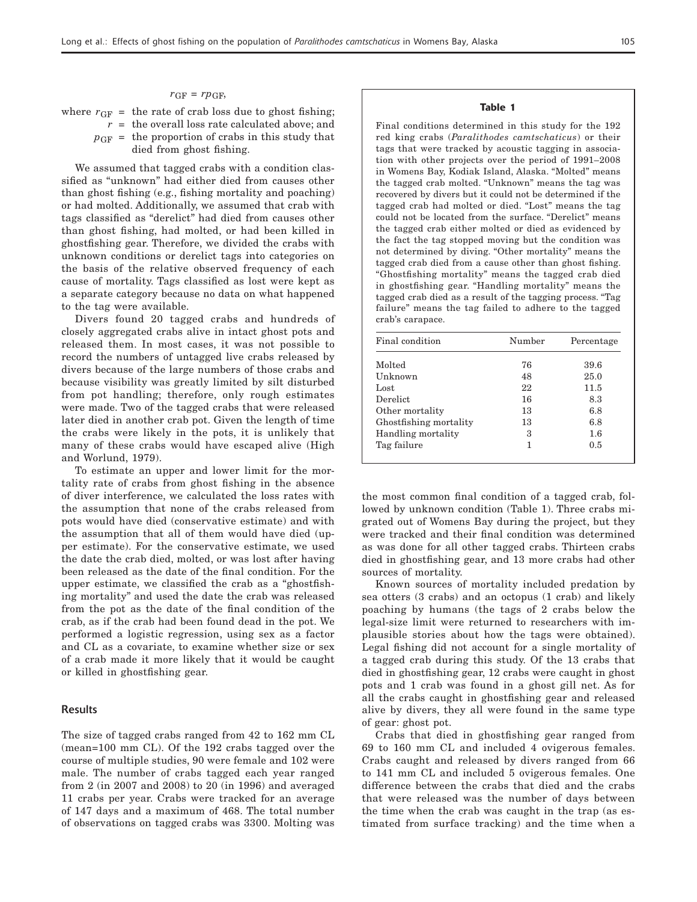$$r_{GF} = rp_{GF},$$

where $r_{GF}$ = the rate of crab loss due to ghost fishing;
$r$ = the overall loss rate calculated above; and
$p_{GF}$ = the proportion of crabs in this study that died from ghost fishing.

We assumed that tagged crabs with a condition classified as "unknown" had either died from causes other than ghost fishing (e.g., fishing mortality and poaching) or had molted. Additionally, we assumed that crab with tags classified as "derelict" had died from causes other than ghost fishing, had molted, or had been killed in ghostfishing gear. Therefore, we divided the crabs with unknown conditions or derelict tags into categories on the basis of the relative observed frequency of each cause of mortality. Tags classified as lost were kept as a separate category because no data on what happened to the tag were available.

Divers found 20 tagged crabs and hundreds of closely aggregated crabs alive in intact ghost pots and released them. In most cases, it was not possible to record the numbers of untagged live crabs released by divers because of the large numbers of those crabs and because visibility was greatly limited by silt disturbed from pot handling; therefore, only rough estimates were made. Two of the tagged crabs that were released later died in another crab pot. Given the length of time the crabs were likely in the pots, it is unlikely that many of these crabs would have escaped alive (High and Worlund, 1979).

To estimate an upper and lower limit for the mortality rate of crabs from ghost fishing in the absence of diver interference, we calculated the loss rates with the assumption that none of the crabs released from pots would have died (conservative estimate) and with the assumption that all of them would have died (upper estimate). For the conservative estimate, we used the date the crab died, molted, or was lost after having been released as the date of the final condition. For the upper estimate, we classified the crab as a "ghostfishing mortality" and used the date the crab was released from the pot as the date of the final condition of the crab, as if the crab had been found dead in the pot. We performed a logistic regression, using sex as a factor and CL as a covariate, to examine whether size or sex of a crab made it more likely that it would be caught or killed in ghostfishing gear.

## Results

The size of tagged crabs ranged from 42 to 162 mm CL (mean=100 mm CL). Of the 192 crabs tagged over the course of multiple studies, 90 were female and 102 were male. The number of crabs tagged each year ranged from 2 (in 2007 and 2008) to 20 (in 1996) and averaged 11 crabs per year. Crabs were tracked for an average of 147 days and a maximum of 468. The total number of observations on tagged crabs was 3300. Molting was the most common final condition of a tagged crab, followed by unknown condition (Table 1). Three crabs migrated out of Womens Bay during the project, but they were tracked and their final condition was determined as was done for all other tagged crabs. Thirteen crabs died in ghostfishing gear, and 13 more crabs had other sources of mortality.

**Table 1**

Final conditions determined in this study for the 192 red king crabs (*Paralithodes camtschaticus*) or their tags that were tracked by acoustic tagging in association with other projects over the period of 1991–2008 in Womens Bay, Kodiak Island, Alaska. "Molted" means the tagged crab molted. "Unknown" means the tag was recovered by divers but it could not be determined if the tagged crab had molted or died. "Lost" means the tag could not be located from the surface. "Derelict" means the tagged crab either molted or died as evidenced by the fact the tag stopped moving but the condition was not determined by diving. "Other mortality" means the tagged crab died from a cause other than ghost fishing. "Ghostfishing mortality" means the tagged crab died in ghostfishing gear. "Handling mortality" means the tagged crab died as a result of the tagging process. "Tag failure" means the tag failed to adhere to the tagged crab's carapace.

| Final condition | Number | Percentage |
|---|---|---|
| Molted | 76 | 39.6 |
| Unknown | 48 | 25.0 |
| Lost | 22 | 11.5 |
| Derelict | 16 | 8.3 |
| Other mortality | 13 | 6.8 |
| Ghostfishing mortality | 13 | 6.8 |
| Handling mortality | 3 | 1.6 |
| Tag failure | 1 | 0.5 |

Known sources of mortality included predation by sea otters (3 crabs) and an octopus (1 crab) and likely poaching by humans (the tags of 2 crabs below the legal-size limit were returned to researchers with implausible stories about how the tags were obtained). Legal fishing did not account for a single mortality of a tagged crab during this study. Of the 13 crabs that died in ghostfishing gear, 12 crabs were caught in ghost pots and 1 crab was found in a ghost gill net. As for all the crabs caught in ghostfishing gear and released alive by divers, they all were found in the same type of gear: ghost pot.

Crabs that died in ghostfishing gear ranged from 69 to 160 mm CL and included 4 ovigerous females. Crabs caught and released by divers ranged from 66 to 141 mm CL and included 5 ovigerous females. One difference between the crabs that died and the crabs that were released was the number of days between the time when the crab was caught in the trap (as estimated from surface tracking) and the time when a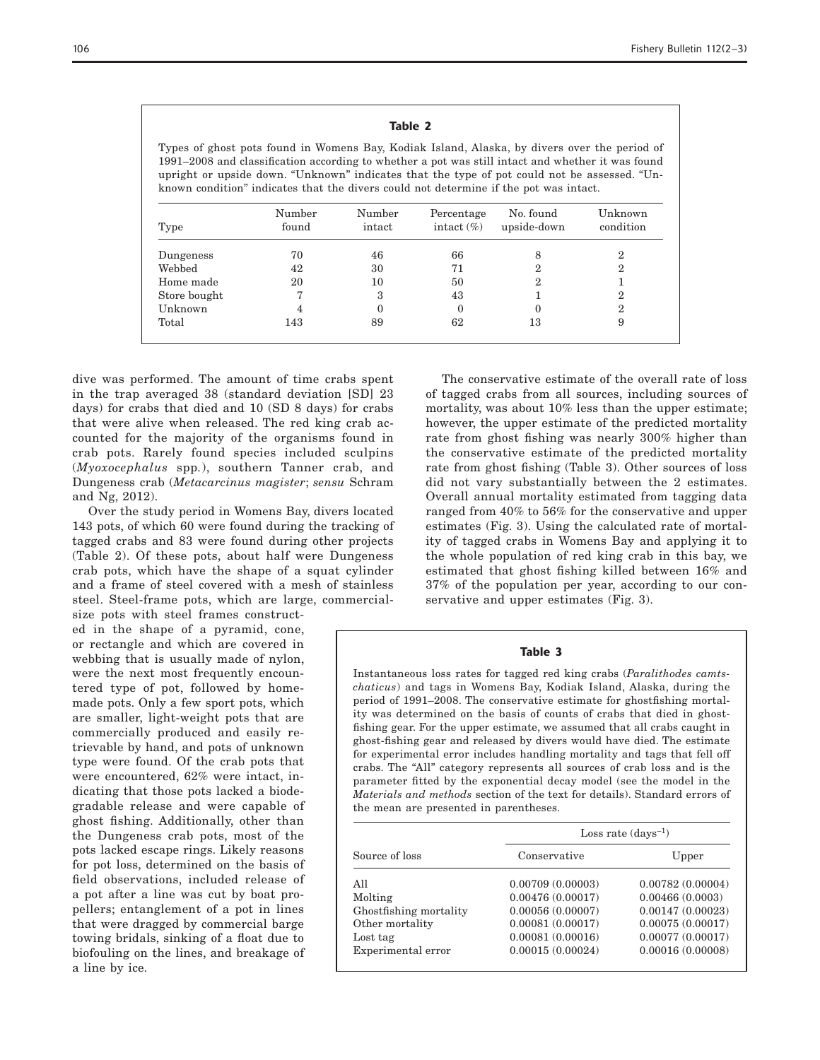**Table 2**

Types of ghost pots found in Womens Bay, Kodiak Island, Alaska, by divers over the period of 1991–2008 and classification according to whether a pot was still intact and whether it was found upright or upside down. "Unknown" indicates that the type of pot could not be assessed. "Unknown condition" indicates that the divers could not determine if the pot was intact.

| Type | Number found | Number intact | Percentage intact (%) | No. found upside-down | Unknown condition |
|---|---|---|---|---|---|
| Dungeness | 70 | 46 | 66 | 8 | 2 |
| Webbed | 42 | 30 | 71 | 2 | 2 |
| Home made | 20 | 10 | 50 | 2 | 1 |
| Store bought | 7 | 3 | 43 | 1 | 2 |
| Unknown | 4 | 0 | 0 | 0 | 2 |
| Total | 143 | 89 | 62 | 13 | 9 |

dive was performed. The amount of time crabs spent in the trap averaged 38 (standard deviation [SD] 23 days) for crabs that died and 10 (SD 8 days) for crabs that were alive when released. The red king crab accounted for the majority of the organisms found in crab pots. Rarely found species included sculpins (*Myoxocephalus* spp.), southern Tanner crab, and Dungeness crab (*Metacarcinus magister*; *sensu* Schram and Ng, 2012).

Over the study period in Womens Bay, divers located 143 pots, of which 60 were found during the tracking of tagged crabs and 83 were found during other projects (Table 2). Of these pots, about half were Dungeness crab pots, which have the shape of a squat cylinder and a frame of steel covered with a mesh of stainless steel. Steel-frame pots, which are large, commercial-size pots with steel frames constructed in the shape of a pyramid, cone, or rectangle and which are covered in webbing that is usually made of nylon, were the next most frequently encountered type of pot, followed by homemade pots. Only a few sport pots, which are smaller, light-weight pots that are commercially produced and easily retrievable by hand, and pots of unknown type were found. Of the crab pots that were encountered, 62% were intact, indicating that those pots lacked a biodegradable release and were capable of ghost fishing. Additionally, other than the Dungeness crab pots, most of the pots lacked escape rings. Likely reasons for pot loss, determined on the basis of field observations, included release of a pot after a line was cut by boat propellers; entanglement of a pot in lines that were dragged by commercial barge towing bridals, sinking of a float due to biofouling on the lines, and breakage of a line by ice.

The conservative estimate of the overall rate of loss of tagged crabs from all sources, including sources of mortality, was about 10% less than the upper estimate; however, the upper estimate of the predicted mortality rate from ghost fishing was nearly 300% higher than the conservative estimate of the predicted mortality rate from ghost fishing (Table 3). Other sources of loss did not vary substantially between the 2 estimates. Overall annual mortality estimated from tagging data ranged from 40% to 56% for the conservative and upper estimates (Fig. 3). Using the calculated rate of mortality of tagged crabs in Womens Bay and applying it to the whole population of red king crab in this bay, we estimated that ghost fishing killed between 16% and 37% of the population per year, according to our conservative and upper estimates (Fig. 3).

**Table 3**

Instantaneous loss rates for tagged red king crabs (*Paralithodes camtschaticus*) and tags in Womens Bay, Kodiak Island, Alaska, during the period of 1991–2008. The conservative estimate for ghostfishing mortality was determined on the basis of counts of crabs that died in ghostfishing gear. For the upper estimate, we assumed that all crabs caught in ghost-fishing gear and released by divers would have died. The estimate for experimental error includes handling mortality and tags that fell off crabs. The "All" category represents all sources of crab loss and is the parameter fitted by the exponential decay model (see the model in the *Materials and methods* section of the text for details). Standard errors of the mean are presented in parentheses.

| Source of loss | Loss rate (days$^{-1}$) | |
|---|---|---|
| | Conservative | Upper |
| All | 0.00709 (0.00003) | 0.00782 (0.00004) |
| Molting | 0.00476 (0.00017) | 0.00466 (0.0003) |
| Ghostfishing mortality | 0.00056 (0.00007) | 0.00147 (0.00023) |
| Other mortality | 0.00081 (0.00017) | 0.00075 (0.00017) |
| Lost tag | 0.00081 (0.00016) | 0.00077 (0.00017) |
| Experimental error | 0.00015 (0.00024) | 0.00016 (0.00008) |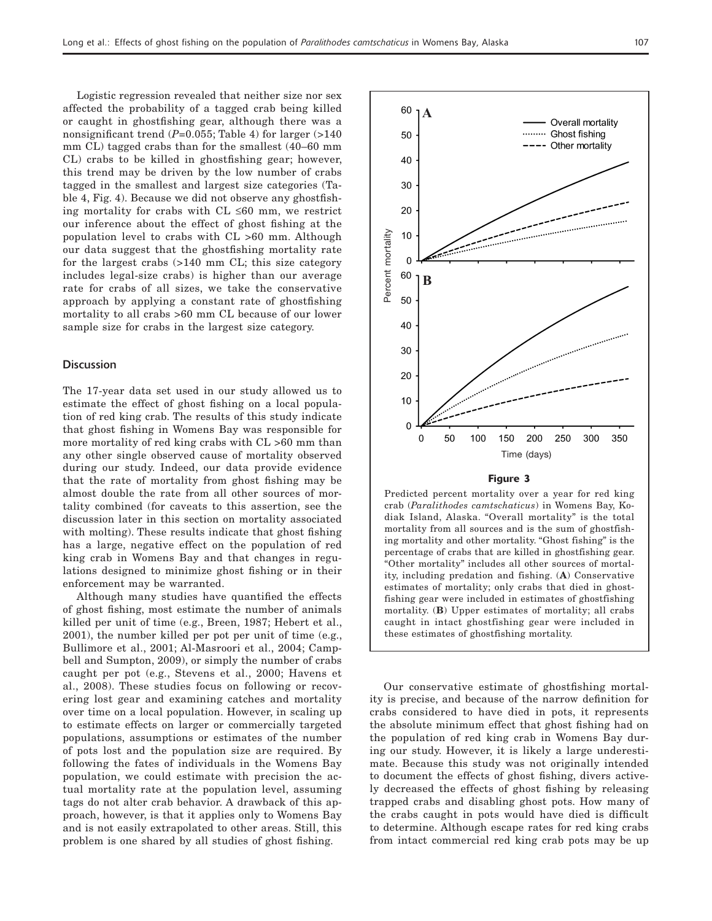Logistic regression revealed that neither size nor sex affected the probability of a tagged crab being killed or caught in ghostfishing gear, although there was a nonsignificant trend ($P$=0.055; Table 4) for larger (>140 mm CL) tagged crabs than for the smallest (40–60 mm CL) crabs to be killed in ghostfishing gear; however, this trend may be driven by the low number of crabs tagged in the smallest and largest size categories (Table 4, Fig. 4). Because we did not observe any ghostfishing mortality for crabs with CL ≤60 mm, we restrict our inference about the effect of ghost fishing at the population level to crabs with CL >60 mm. Although our data suggest that the ghostfishing mortality rate for the largest crabs (>140 mm CL; this size category includes legal-size crabs) is higher than our average rate for crabs of all sizes, we take the conservative approach by applying a constant rate of ghostfishing mortality to all crabs >60 mm CL because of our lower sample size for crabs in the largest size category.

## Discussion

The 17-year data set used in our study allowed us to estimate the effect of ghost fishing on a local population of red king crab. The results of this study indicate that ghost fishing in Womens Bay was responsible for more mortality of red king crabs with CL >60 mm than any other single observed cause of mortality observed during our study. Indeed, our data provide evidence that the rate of mortality from ghost fishing may be almost double the rate from all other sources of mortality combined (for caveats to this assertion, see the discussion later in this section on mortality associated with molting). These results indicate that ghost fishing has a large, negative effect on the population of red king crab in Womens Bay and that changes in regulations designed to minimize ghost fishing or in their enforcement may be warranted.

Although many studies have quantified the effects of ghost fishing, most estimate the number of animals killed per unit of time (e.g., Breen, 1987; Hebert et al., 2001), the number killed per pot per unit of time (e.g., Bullimore et al., 2001; Al-Masroori et al., 2004; Campbell and Sumpton, 2009), or simply the number of crabs caught per pot (e.g., Stevens et al., 2000; Havens et al., 2008). These studies focus on following or recovering lost gear and examining catches and mortality over time on a local population. However, in scaling up to estimate effects on larger or commercially targeted populations, assumptions or estimates of the number of pots lost and the population size are required. By following the fates of individuals in the Womens Bay population, we could estimate with precision the actual mortality rate at the population level, assuming tags do not alter crab behavior. A drawback of this approach, however, is that it applies only to Womens Bay and is not easily extrapolated to other areas. Still, this problem is one shared by all studies of ghost fishing.

A
Overall mortality
Ghost fishing
Other mortality
B
Percent mortality
0
10
20
30
40
50
60
Time (days)
0 50 100 150 200 250 300 350

**Figure 3**

Predicted percent mortality over a year for red king crab (*Paralithodes camtschaticus*) in Womens Bay, Kodiak Island, Alaska. "Overall mortality" is the total mortality from all sources and is the sum of ghostfishing mortality and other mortality. "Ghost fishing" is the percentage of crabs that are killed in ghostfishing gear. "Other mortality" includes all other sources of mortality, including predation and fishing. (**A**) Conservative estimates of mortality; only crabs that died in ghostfishing gear were included in estimates of ghostfishing mortality. (**B**) Upper estimates of mortality; all crabs caught in intact ghostfishing gear were included in these estimates of ghostfishing mortality.

Our conservative estimate of ghostfishing mortality is precise, and because of the narrow definition for crabs considered to have died in pots, it represents the absolute minimum effect that ghost fishing had on the population of red king crab in Womens Bay during our study. However, it is likely a large underestimate. Because this study was not originally intended to document the effects of ghost fishing, divers actively decreased the effects of ghost fishing by releasing trapped crabs and disabling ghost pots. How many of the crabs caught in pots would have died is difficult to determine. Although escape rates for red king crabs from intact commercial red king crab pots may be up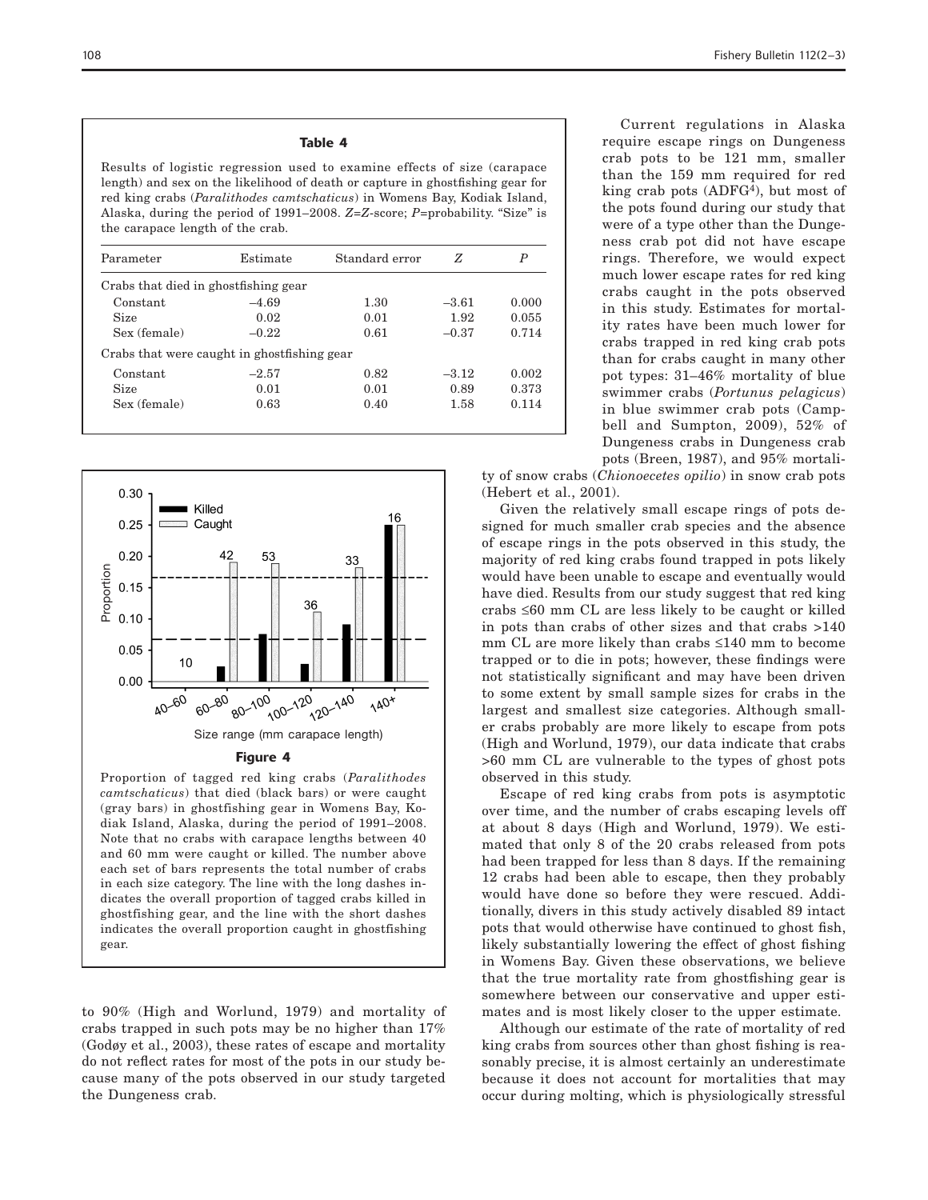**Table 4**

Results of logistic regression used to examine effects of size (carapace length) and sex on the likelihood of death or capture in ghostfishing gear for red king crabs (*Paralithodes camtschaticus*) in Womens Bay, Kodiak Island, Alaska, during the period of 1991–2008. $Z$=$Z$-score; $P$=probability. "Size" is the carapace length of the crab.

| Parameter | Estimate | Standard error | $Z$ | $P$ |
|---|---|---|---|---|
| Crabs that died in ghostfishing gear | | | | |
| Constant | –4.69 | 1.30 | –3.61 | 0.000 |
| Size | 0.02 | 0.01 | 1.92 | 0.055 |
| Sex (female) | –0.22 | 0.61 | –0.37 | 0.714 |
| Crabs that were caught in ghostfishing gear | | | | |
| Constant | –2.57 | 0.82 | –3.12 | 0.002 |
| Size | 0.01 | 0.01 | 0.89 | 0.373 |
| Sex (female) | 0.63 | 0.40 | 1.58 | 0.114 |

**Figure 4**

Proportion of tagged red king crabs (*Paralithodes camtschaticus*) that died (black bars) or were caught (gray bars) in ghostfishing gear in Womens Bay, Kodiak Island, Alaska, during the period of 1991–2008. Note that no crabs with carapace lengths between 40 and 60 mm were caught or killed. The number above each set of bars represents the total number of crabs in each size category. The line with the long dashes indicates the overall proportion of tagged crabs killed in ghostfishing gear, and the line with the short dashes indicates the overall proportion caught in ghostfishing gear.

to 90% (High and Worlund, 1979) and mortality of crabs trapped in such pots may be no higher than 17% (Godøy et al., 2003), these rates of escape and mortality do not reflect rates for most of the pots in our study because many of the pots observed in our study targeted the Dungeness crab.

Current regulations in Alaska require escape rings on Dungeness crab pots to be 121 mm, smaller than the 159 mm required for red king crab pots (ADFG[4]), but most of the pots found during our study that were of a type other than the Dungeness crab pot did not have escape rings. Therefore, we would expect much lower escape rates for red king crabs caught in the pots observed in this study. Estimates for mortality rates have been much lower for crabs trapped in red king crab pots than for crabs caught in many other pot types: 31–46% mortality of blue swimmer crabs (*Portunus pelagicus*) in blue swimmer crab pots (Campbell and Sumpton, 2009), 52% of Dungeness crabs in Dungeness crab pots (Breen, 1987), and 95% mortality of snow crabs (*Chionoecetes opilio*) in snow crab pots (Hebert et al., 2001).

Given the relatively small escape rings of pots designed for much smaller crab species and the absence of escape rings in the pots observed in this study, the majority of red king crabs found trapped in pots likely would have been unable to escape and eventually would have died. Results from our study suggest that red king crabs ≤60 mm CL are less likely to be caught or killed in pots than crabs of other sizes and that crabs >140 mm CL are more likely than crabs ≤140 mm to become trapped or to die in pots; however, these findings were not statistically significant and may have been driven to some extent by small sample sizes for crabs in the largest and smallest size categories. Although smaller crabs probably are more likely to escape from pots (High and Worlund, 1979), our data indicate that crabs >60 mm CL are vulnerable to the types of ghost pots observed in this study.

Escape of red king crabs from pots is asymptotic over time, and the number of crabs escaping levels off at about 8 days (High and Worlund, 1979). We estimated that only 8 of the 20 crabs released from pots had been trapped for less than 8 days. If the remaining 12 crabs had been able to escape, then they probably would have done so before they were rescued. Additionally, divers in this study actively disabled 89 intact pots that would otherwise have continued to ghost fish, likely substantially lowering the effect of ghost fishing in Womens Bay. Given these observations, we believe that the true mortality rate from ghostfishing gear is somewhere between our conservative and upper estimates and is most likely closer to the upper estimate.

Although our estimate of the rate of mortality of red king crabs from sources other than ghost fishing is reasonably precise, it is almost certainly an underestimate because it does not account for mortalities that may occur during molting, which is physiologically stressful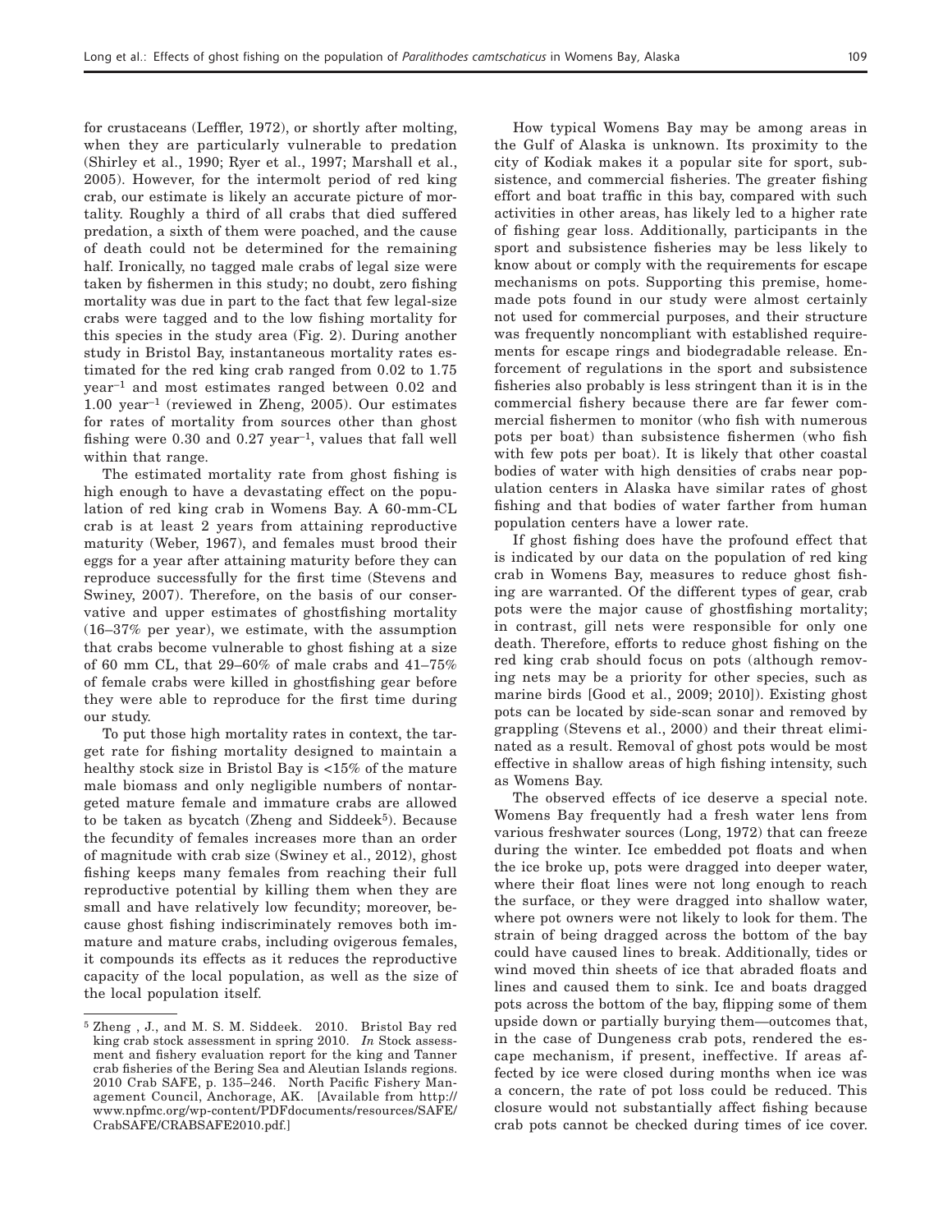for crustaceans (Leffler, 1972), or shortly after molting, when they are particularly vulnerable to predation (Shirley et al., 1990; Ryer et al., 1997; Marshall et al., 2005). However, for the intermolt period of red king crab, our estimate is likely an accurate picture of mortality. Roughly a third of all crabs that died suffered predation, a sixth of them were poached, and the cause of death could not be determined for the remaining half. Ironically, no tagged male crabs of legal size were taken by fishermen in this study; no doubt, zero fishing mortality was due in part to the fact that few legal-size crabs were tagged and to the low fishing mortality for this species in the study area (Fig. 2). During another study in Bristol Bay, instantaneous mortality rates estimated for the red king crab ranged from 0.02 to 1.75 year$^{-1}$ and most estimates ranged between 0.02 and 1.00 year$^{-1}$ (reviewed in Zheng, 2005). Our estimates for rates of mortality from sources other than ghost fishing were 0.30 and 0.27 year$^{-1}$, values that fall well within that range.

The estimated mortality rate from ghost fishing is high enough to have a devastating effect on the population of red king crab in Womens Bay. A 60-mm-CL crab is at least 2 years from attaining reproductive maturity (Weber, 1967), and females must brood their eggs for a year after attaining maturity before they can reproduce successfully for the first time (Stevens and Swiney, 2007). Therefore, on the basis of our conservative and upper estimates of ghostfishing mortality (16–37% per year), we estimate, with the assumption that crabs become vulnerable to ghost fishing at a size of 60 mm CL, that 29–60% of male crabs and 41–75% of female crabs were killed in ghostfishing gear before they were able to reproduce for the first time during our study.

To put those high mortality rates in context, the target rate for fishing mortality designed to maintain a healthy stock size in Bristol Bay is <15% of the mature male biomass and only negligible numbers of nontargeted mature female and immature crabs are allowed to be taken as bycatch (Zheng and Siddeek[5]). Because the fecundity of females increases more than an order of magnitude with crab size (Swiney et al., 2012), ghost fishing keeps many females from reaching their full reproductive potential by killing them when they are small and have relatively low fecundity; moreover, because ghost fishing indiscriminately removes both immature and mature crabs, including ovigerous females, it compounds its effects as it reduces the reproductive capacity of the local population, as well as the size of the local population itself.

How typical Womens Bay may be among areas in the Gulf of Alaska is unknown. Its proximity to the city of Kodiak makes it a popular site for sport, subsistence, and commercial fisheries. The greater fishing effort and boat traffic in this bay, compared with such activities in other areas, has likely led to a higher rate of fishing gear loss. Additionally, participants in the sport and subsistence fisheries may be less likely to know about or comply with the requirements for escape mechanisms on pots. Supporting this premise, homemade pots found in our study were almost certainly not used for commercial purposes, and their structure was frequently noncompliant with established requirements for escape rings and biodegradable release. Enforcement of regulations in the sport and subsistence fisheries also probably is less stringent than it is in the commercial fishery because there are far fewer commercial fishermen to monitor (who fish with numerous pots per boat) than subsistence fishermen (who fish with few pots per boat). It is likely that other coastal bodies of water with high densities of crabs near population centers in Alaska have similar rates of ghost fishing and that bodies of water farther from human population centers have a lower rate.

If ghost fishing does have the profound effect that is indicated by our data on the population of red king crab in Womens Bay, measures to reduce ghost fishing are warranted. Of the different types of gear, crab pots were the major cause of ghostfishing mortality; in contrast, gill nets were responsible for only one death. Therefore, efforts to reduce ghost fishing on the red king crab should focus on pots (although removing nets may be a priority for other species, such as marine birds [Good et al., 2009; 2010]). Existing ghost pots can be located by side-scan sonar and removed by grappling (Stevens et al., 2000) and their threat eliminated as a result. Removal of ghost pots would be most effective in shallow areas of high fishing intensity, such as Womens Bay.

The observed effects of ice deserve a special note. Womens Bay frequently had a fresh water lens from various freshwater sources (Long, 1972) that can freeze during the winter. Ice embedded pot floats and when the ice broke up, pots were dragged into deeper water, where their float lines were not long enough to reach the surface, or they were dragged into shallow water, where pot owners were not likely to look for them. The strain of being dragged across the bottom of the bay could have caused lines to break. Additionally, tides or wind moved thin sheets of ice that abraded floats and lines and caused them to sink. Ice and boats dragged pots across the bottom of the bay, flipping some of them upside down or partially burying them—outcomes that, in the case of Dungeness crab pots, rendered the escape mechanism, if present, ineffective. If areas affected by ice were closed during months when ice was a concern, the rate of pot loss could be reduced. This closure would not substantially affect fishing because crab pots cannot be checked during times of ice cover.

[5] Zheng , J., and M. S. M. Siddeek. 2010. Bristol Bay red king crab stock assessment in spring 2010. *In* Stock assessment and fishery evaluation report for the king and Tanner crab fisheries of the Bering Sea and Aleutian Islands regions. 2010 Crab SAFE, p. 135–246. North Pacific Fishery Management Council, Anchorage, AK. [Available from http://www.npfmc.org/wp-content/PDFdocuments/resources/SAFE/CrabSAFE/CRABSAFE2010.pdf.]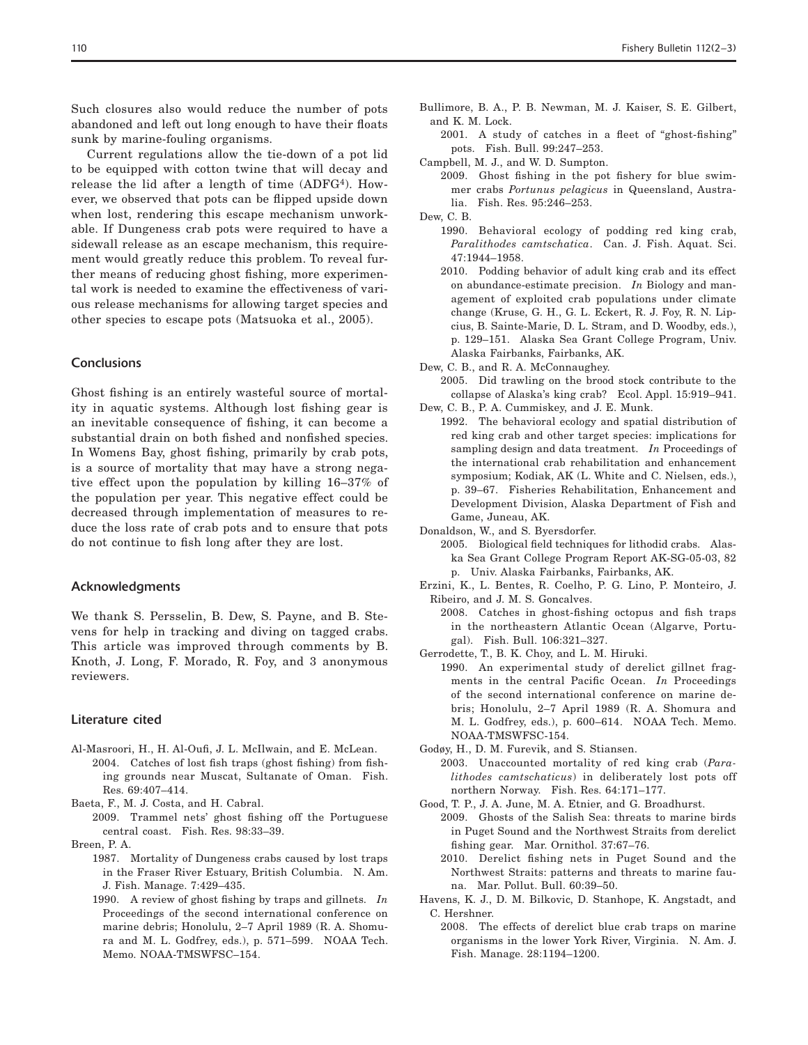Such closures also would reduce the number of pots abandoned and left out long enough to have their floats sunk by marine-fouling organisms.

Current regulations allow the tie-down of a pot lid to be equipped with cotton twine that will decay and release the lid after a length of time (ADFG[4]). However, we observed that pots can be flipped upside down when lost, rendering this escape mechanism unworkable. If Dungeness crab pots were required to have a sidewall release as an escape mechanism, this requirement would greatly reduce this problem. To reveal further means of reducing ghost fishing, more experimental work is needed to examine the effectiveness of various release mechanisms for allowing target species and other species to escape pots (Matsuoka et al., 2005).

## Conclusions

Ghost fishing is an entirely wasteful source of mortality in aquatic systems. Although lost fishing gear is an inevitable consequence of fishing, it can become a substantial drain on both fished and nonfished species. In Womens Bay, ghost fishing, primarily by crab pots, is a source of mortality that may have a strong negative effect upon the population by killing 16–37% of the population per year. This negative effect could be decreased through implementation of measures to reduce the loss rate of crab pots and to ensure that pots do not continue to fish long after they are lost.

## Acknowledgments

We thank S. Persselin, B. Dew, S. Payne, and B. Stevens for help in tracking and diving on tagged crabs. This article was improved through comments by B. Knoth, J. Long, F. Morado, R. Foy, and 3 anonymous reviewers.

## Literature cited

Al-Masroori, H., H. Al-Oufi, J. L. McIlwain, and E. McLean.
2004. Catches of lost fish traps (ghost fishing) from fishing grounds near Muscat, Sultanate of Oman. Fish. Res. 69:407–414.

Baeta, F., M. J. Costa, and H. Cabral.
2009. Trammel nets' ghost fishing off the Portuguese central coast. Fish. Res. 98:33–39.

Breen, P. A.
1987. Mortality of Dungeness crabs caused by lost traps in the Fraser River Estuary, British Columbia. N. Am. J. Fish. Manage. 7:429–435.
1990. A review of ghost fishing by traps and gillnets. *In* Proceedings of the second international conference on marine debris; Honolulu, 2–7 April 1989 (R. A. Shomura and M. L. Godfrey, eds.), p. 571–599. NOAA Tech. Memo. NOAA-TMSWFSC–154.

Bullimore, B. A., P. B. Newman, M. J. Kaiser, S. E. Gilbert, and K. M. Lock.
2001. A study of catches in a fleet of "ghost-fishing" pots. Fish. Bull. 99:247–253.

Campbell, M. J., and W. D. Sumpton.
2009. Ghost fishing in the pot fishery for blue swimmer crabs *Portunus pelagicus* in Queensland, Australia. Fish. Res. 95:246–253.

Dew, C. B.
1990. Behavioral ecology of podding red king crab, *Paralithodes camtschatica*. Can. J. Fish. Aquat. Sci. 47:1944–1958.
2010. Podding behavior of adult king crab and its effect on abundance-estimate precision. *In* Biology and management of exploited crab populations under climate change (Kruse, G. H., G. L. Eckert, R. J. Foy, R. N. Lipcius, B. Sainte-Marie, D. L. Stram, and D. Woodby, eds.), p. 129–151. Alaska Sea Grant College Program, Univ. Alaska Fairbanks, Fairbanks, AK.

Dew, C. B., and R. A. McConnaughey.
2005. Did trawling on the brood stock contribute to the collapse of Alaska's king crab? Ecol. Appl. 15:919–941.

Dew, C. B., P. A. Cummiskey, and J. E. Munk.
1992. The behavioral ecology and spatial distribution of red king crab and other target species: implications for sampling design and data treatment. *In* Proceedings of the international crab rehabilitation and enhancement symposium; Kodiak, AK (L. White and C. Nielsen, eds.), p. 39–67. Fisheries Rehabilitation, Enhancement and Development Division, Alaska Department of Fish and Game, Juneau, AK.

Donaldson, W., and S. Byersdorfer.
2005. Biological field techniques for lithodid crabs. Alaska Sea Grant College Program Report AK-SG-05-03, 82 p. Univ. Alaska Fairbanks, Fairbanks, AK.

Erzini, K., L. Bentes, R. Coelho, P. G. Lino, P. Monteiro, J. Ribeiro, and J. M. S. Goncalves.
2008. Catches in ghost-fishing octopus and fish traps in the northeastern Atlantic Ocean (Algarve, Portugal). Fish. Bull. 106:321–327.

Gerrodette, T., B. K. Choy, and L. M. Hiruki.
1990. An experimental study of derelict gillnet fragments in the central Pacific Ocean. *In* Proceedings of the second international conference on marine debris; Honolulu, 2–7 April 1989 (R. A. Shomura and M. L. Godfrey, eds.), p. 600–614. NOAA Tech. Memo. NOAA-TMSWFSC-154.

Godøy, H., D. M. Furevik, and S. Stiansen.
2003. Unaccounted mortality of red king crab (*Paralithodes camtschaticus*) in deliberately lost pots off northern Norway. Fish. Res. 64:171–177.

Good, T. P., J. A. June, M. A. Etnier, and G. Broadhurst.
2009. Ghosts of the Salish Sea: threats to marine birds in Puget Sound and the Northwest Straits from derelict fishing gear. Mar. Ornithol. 37:67–76.
2010. Derelict fishing nets in Puget Sound and the Northwest Straits: patterns and threats to marine fauna. Mar. Pollut. Bull. 60:39–50.

Havens, K. J., D. M. Bilkovic, D. Stanhope, K. Angstadt, and C. Hershner.
2008. The effects of derelict blue crab traps on marine organisms in the lower York River, Virginia. N. Am. J. Fish. Manage. 28:1194–1200.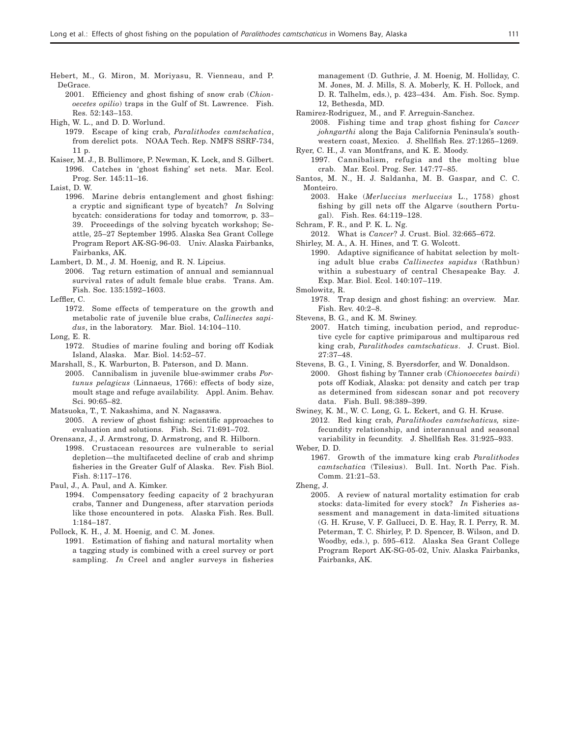Hebert, M., G. Miron, M. Moriyasu, R. Vienneau, and P. DeGrace.
2001. Efficiency and ghost fishing of snow crab (*Chionoecetes opilio*) traps in the Gulf of St. Lawrence. Fish. Res. 52:143–153.

High, W. L., and D. D. Worlund.
1979. Escape of king crab, *Paralithodes camtschatica*, from derelict pots. NOAA Tech. Rep. NMFS SSRF-734, 11 p.

Kaiser, M. J., B. Bullimore, P. Newman, K. Lock, and S. Gilbert.
1996. Catches in 'ghost fishing' set nets. Mar. Ecol. Prog. Ser. 145:11–16.

Laist, D. W.
1996. Marine debris entanglement and ghost fishing: a cryptic and significant type of bycatch? *In* Solving bycatch: considerations for today and tomorrow, p. 33–39. Proceedings of the solving bycatch workshop; Seattle, 25–27 September 1995. Alaska Sea Grant College Program Report AK-SG-96-03. Univ. Alaska Fairbanks, Fairbanks, AK.

Lambert, D. M., J. M. Hoenig, and R. N. Lipcius.
2006. Tag return estimation of annual and semiannual survival rates of adult female blue crabs. Trans. Am. Fish. Soc. 135:1592–1603.

Leffler, C.
1972. Some effects of temperature on the growth and metabolic rate of juvenile blue crabs, *Callinectes sapidus*, in the laboratory. Mar. Biol. 14:104–110.

Long, E. R.
1972. Studies of marine fouling and boring off Kodiak Island, Alaska. Mar. Biol. 14:52–57.

Marshall, S., K. Warburton, B. Paterson, and D. Mann.
2005. Cannibalism in juvenile blue-swimmer crabs *Portunus pelagicus* (Linnaeus, 1766): effects of body size, moult stage and refuge availability. Appl. Anim. Behav. Sci. 90:65–82.

Matsuoka, T., T. Nakashima, and N. Nagasawa.
2005. A review of ghost fishing: scientific approaches to evaluation and solutions. Fish. Sci. 71:691–702.

Orensanz, J., J. Armstrong, D. Armstrong, and R. Hilborn.
1998. Crustacean resources are vulnerable to serial depletion—the multifaceted decline of crab and shrimp fisheries in the Greater Gulf of Alaska. Rev. Fish Biol. Fish. 8:117–176.

Paul, J., A. Paul, and A. Kimker.
1994. Compensatory feeding capacity of 2 brachyuran crabs, Tanner and Dungeness, after starvation periods like those encountered in pots. Alaska Fish. Res. Bull. 1:184–187.

Pollock, K. H., J. M. Hoenig, and C. M. Jones.
1991. Estimation of fishing and natural mortality when a tagging study is combined with a creel survey or port sampling. *In* Creel and angler surveys in fisheries management (D. Guthrie, J. M. Hoenig, M. Holliday, C. M. Jones, M. J. Mills, S. A. Moberly, K. H. Pollock, and D. R. Talhelm, eds.), p. 423–434. Am. Fish. Soc. Symp. 12, Bethesda, MD.

Ramirez-Rodriguez, M., and F. Arreguin-Sanchez.
2008. Fishing time and trap ghost fishing for *Cancer johngarthi* along the Baja California Peninsula's southwestern coast, Mexico. J. Shellfish Res. 27:1265–1269.

Ryer, C. H., J. van Montfrans, and K. E. Moody.
1997. Cannibalism, refugia and the molting blue crab. Mar. Ecol. Prog. Ser. 147:77–85.

Santos, M. N., H. J. Saldanha, M. B. Gaspar, and C. C. Monteiro.
2003. Hake (*Merluccius merluccius* L., 1758) ghost fishing by gill nets off the Algarve (southern Portugal). Fish. Res. 64:119–128.

Schram, F. R., and P. K. L. Ng.
2012. What is *Cancer*? J. Crust. Biol. 32:665–672.

Shirley, M. A., A. H. Hines, and T. G. Wolcott.
1990. Adaptive significance of habitat selection by molting adult blue crabs *Callinectes sapidus* (Rathbun) within a subestuary of central Chesapeake Bay. J. Exp. Mar. Biol. Ecol. 140:107–119.

Smolowitz, R.
1978. Trap design and ghost fishing: an overview. Mar. Fish. Rev. 40:2–8.

Stevens, B. G., and K. M. Swiney.
2007. Hatch timing, incubation period, and reproductive cycle for captive primiparous and multiparous red king crab, *Paralithodes camtschaticus*. J. Crust. Biol. 27:37–48.

Stevens, B. G., I. Vining, S. Byersdorfer, and W. Donaldson.
2000. Ghost fishing by Tanner crab (*Chionoecetes bairdi*) pots off Kodiak, Alaska: pot density and catch per trap as determined from sidescan sonar and pot recovery data. Fish. Bull. 98:389–399.

Swiney, K. M., W. C. Long, G. L. Eckert, and G. H. Kruse.
2012. Red king crab, *Paralithodes camtschaticus,* size-fecundity relationship, and interannual and seasonal variability in fecundity. J. Shellfish Res. 31:925–933.

Weber, D. D.
1967. Growth of the immature king crab *Paralithodes camtschatica* (Tilesius). Bull. Int. North Pac. Fish. Comm. 21:21–53.

Zheng, J.
2005. A review of natural mortality estimation for crab stocks: data-limited for every stock? *In* Fisheries assessment and management in data-limited situations (G. H. Kruse, V. F. Gallucci, D. E. Hay, R. I. Perry, R. M. Peterman, T. C. Shirley, P. D. Spencer, B. Wilson, and D. Woodby, eds.), p. 595–612. Alaska Sea Grant College Program Report AK-SG-05-02, Univ. Alaska Fairbanks, Fairbanks, AK.